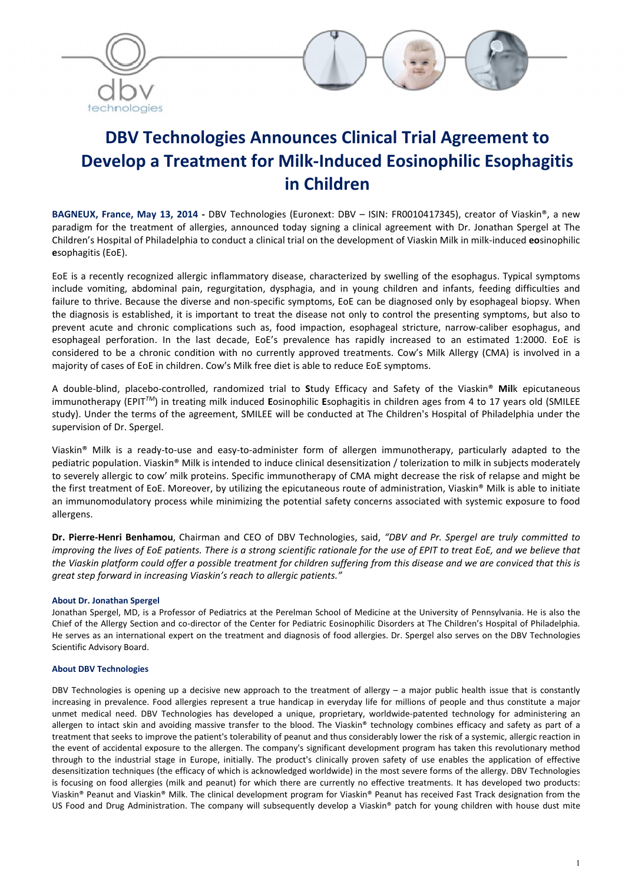# DBV Technologies Announces Clinical Trial Agreement to Develop a Treatment for Milk-Induced Eosinophilic Esophagitis in Children

**BAGNEUX, France, May 13, 2014 -** DBV Technologies (Euronext: DBV – ISIN: FR0010417345), creator of Viaskin®, a new paradigm for the treatment of allergies, announced today signing a clinical agreement with Dr. Jonathan Spergel at The Children's Hospital of Philadelphia to conduct a clinical trial on the development of Viaskin Milk in milk-induced **eo**sinophilic **e**sophagitis (EoE).

EoE is a recently recognized allergic inflammatory disease, characterized by swelling of the esophagus. Typical symptoms include vomiting, abdominal pain, regurgitation, dysphagia, and in young children and infants, feeding difficulties and failure to thrive. Because the diverse and non-specific symptoms, EoE can be diagnosed only by esophageal biopsy. When the diagnosis is established, it is important to treat the disease not only to control the presenting symptoms, but also to prevent acute and chronic complications such as, food impaction, esophageal stricture, narrow-caliber esophagus, and esophageal perforation. In the last decade, EoE's prevalence has rapidly increased to an estimated 1:2000. EoE is considered to be a chronic condition with no currently approved treatments. Cow's Milk Allergy (CMA) is involved in a majority of cases of EoE in children. Cow's Milk free diet is able to reduce EoE symptoms.

A double-blind, placebo-controlled, randomized trial to **S**tudy Efficacy and Safety of the Viaskin® **Mil**k epicutaneous immunotherapy (EPIT™) in treating milk induced **E**osinophilic **E**sophagitis in children ages from 4 to 17 years old (SMILEE study). Under the terms of the agreement, SMILEE will be conducted at The Children's Hospital of Philadelphia under the supervision of Dr. Spergel.

Viaskin® Milk is a ready-to-use and easy-to-administer form of allergen immunotherapy, particularly adapted to the pediatric population. Viaskin® Milk is intended to induce clinical desensitization / tolerization to milk in subjects moderately to severely allergic to cow' milk proteins. Specific immunotherapy of CMA might decrease the risk of relapse and might be the first treatment of EoE. Moreover, by utilizing the epicutaneous route of administration, Viaskin® Milk is able to initiate an immunomodulatory process while minimizing the potential safety concerns associated with systemic exposure to food allergens.

**Dr. Pierre-Henri Benhamou**, Chairman and CEO of DBV Technologies, said, *"DBV and Pr. Spergel are truly committed to improving the lives of EoE patients. There is a strong scientific rationale for the use of EPIT to treat EoE, and we believe that the Viaskin platform could offer a possible treatment for children suffering from this disease and we are conviced that this is great step forward in increasing Viaskin's reach to allergic patients."*

#### About Dr. Jonathan Spergel

Jonathan Spergel, MD, is a Professor of Pediatrics at the Perelman School of Medicine at the University of Pennsylvania. He is also the Chief of the Allergy Section and co-director of the Center for Pediatric Eosinophilic Disorders at The Children's Hospital of Philadelphia. He serves as an international expert on the treatment and diagnosis of food allergies. Dr. Spergel also serves on the DBV Technologies Scientific Advisory Board.

#### About DBV Technologies

DBV Technologies is opening up a decisive new approach to the treatment of allergy – a major public health issue that is constantly increasing in prevalence. Food allergies represent a true handicap in everyday life for millions of people and thus constitute a major unmet medical need. DBV Technologies has developed a unique, proprietary, worldwide-patented technology for administering an allergen to intact skin and avoiding massive transfer to the blood. The Viaskin® technology combines efficacy and safety as part of a treatment that seeks to improve the patient's tolerability of peanut and thus considerably lower the risk of a systemic, allergic reaction in the event of accidental exposure to the allergen. The company's significant development program has taken this revolutionary method through to the industrial stage in Europe, initially. The product's clinically proven safety of use enables the application of effective desensitization techniques (the efficacy of which is acknowledged worldwide) in the most severe forms of the allergy. DBV Technologies is focusing on food allergies (milk and peanut) for which there are currently no effective treatments. It has developed two products: Viaskin® Peanut and Viaskin® Milk. The clinical development program for Viaskin® Peanut has received Fast Track designation from the US Food and Drug Administration. The company will subsequently develop a Viaskin® patch for young children with house dust mite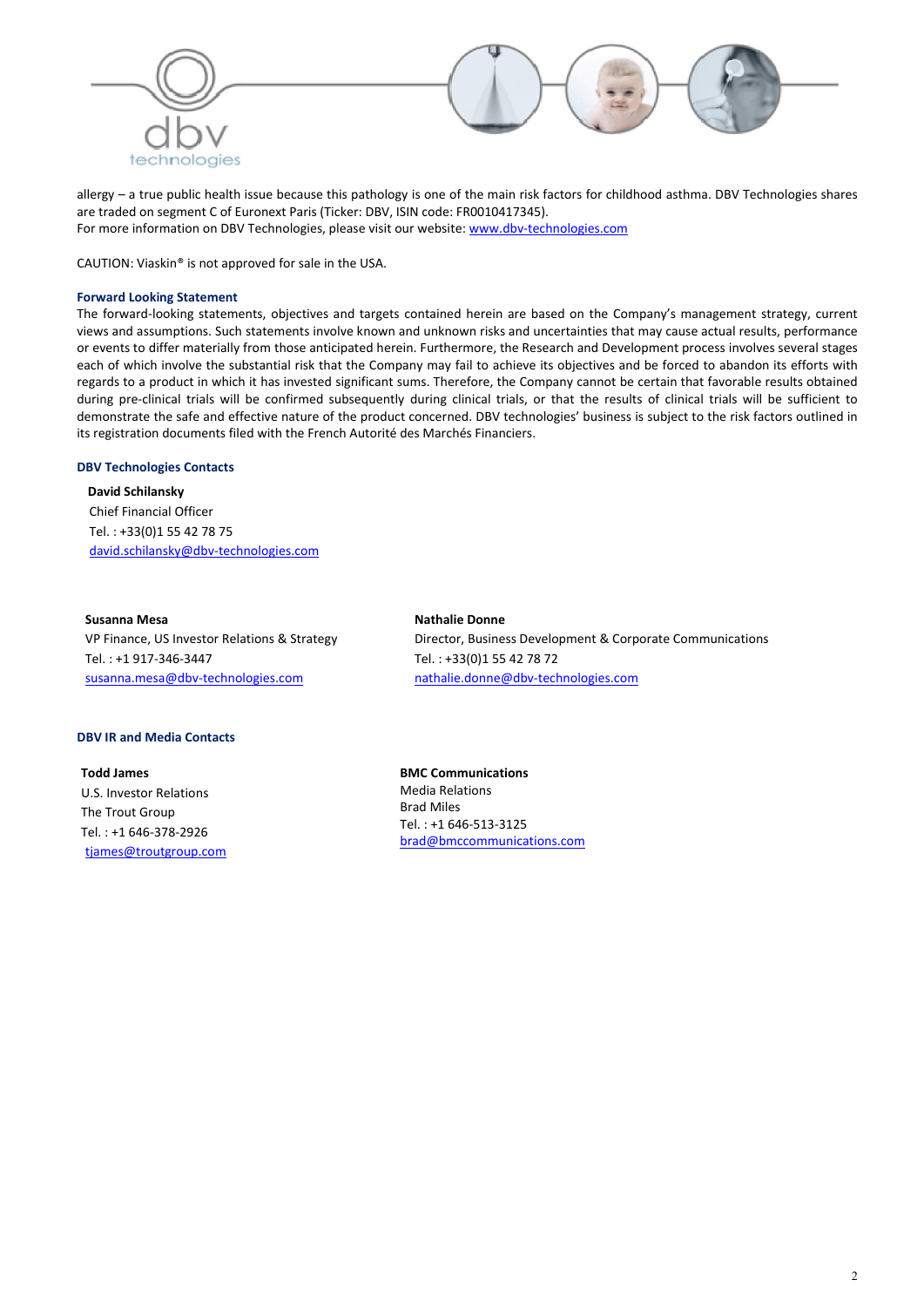allergy – a true public health issue because this pathology is one of the main risk factors for childhood asthma. DBV Technologies shares are traded on segment C of Euronext Paris (Ticker: DBV, ISIN code: FR0010417345).
For more information on DBV Technologies, please visit our website: [www.dbv-technologies.com](http://www.dbv-technologies.com)

CAUTION: Viaskin® is not approved for sale in the USA.

### Forward Looking Statement

The forward-looking statements, objectives and targets contained herein are based on the Company's management strategy, current views and assumptions. Such statements involve known and unknown risks and uncertainties that may cause actual results, performance or events to differ materially from those anticipated herein. Furthermore, the Research and Development process involves several stages each of which involve the substantial risk that the Company may fail to achieve its objectives and be forced to abandon its efforts with regards to a product in which it has invested significant sums. Therefore, the Company cannot be certain that favorable results obtained during pre-clinical trials will be confirmed subsequently during clinical trials, or that the results of clinical trials will be sufficient to demonstrate the safe and effective nature of the product concerned. DBV technologies' business is subject to the risk factors outlined in its registration documents filed with the French Autorité des Marchés Financiers.

### DBV Technologies Contacts

**David Schilansky**
Chief Financial Officer
Tel. : +33(0)1 55 42 78 75
[david.schilansky@dbv-technologies.com](mailto:david.schilansky@dbv-technologies.com)

**Susanna Mesa**
VP Finance, US Investor Relations & Strategy
Tel. : +1 917-346-3447
[susanna.mesa@dbv-technologies.com](mailto:susanna.mesa@dbv-technologies.com)

**Nathalie Donne**
Director, Business Development & Corporate Communications
Tel. : +33(0)1 55 42 78 72
[nathalie.donne@dbv-technologies.com](mailto:nathalie.donne@dbv-technologies.com)

### DBV IR and Media Contacts

**Todd James**
U.S. Investor Relations
The Trout Group
Tel. : +1 646-378-2926
[tjames@troutgroup.com](mailto:tjames@troutgroup.com)

**BMC Communications**
Media Relations
Brad Miles
Tel. : +1 646-513-3125
[brad@bmccommunications.com](mailto:brad@bmccommunications.com)